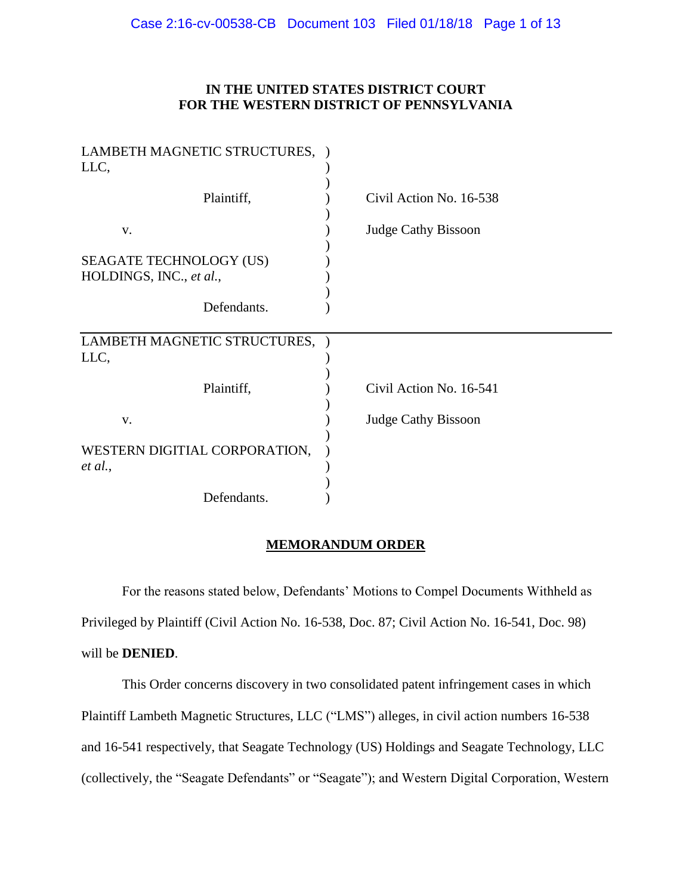**IN THE UNITED STATES DISTRICT COURT**
**FOR THE WESTERN DISTRICT OF PENNSYLVANIA**

| | | |
|---|---|---|
| LAMBETH MAGNETIC STRUCTURES, LLC, | ) | |
| Plaintiff, | ) | Civil Action No. 16-538 |
| v. | ) | Judge Cathy Bissoon |
| SEAGATE TECHNOLOGY (US) HOLDINGS, INC., *et al.*, | ) | |
| Defendants. | ) | |

| | | |
|---|---|---|
| LAMBETH MAGNETIC STRUCTURES, LLC, | ) | |
| Plaintiff, | ) | Civil Action No. 16-541 |
| v. | ) | Judge Cathy Bissoon |
| WESTERN DIGITIAL CORPORATION, *et al.*, | ) | |
| Defendants. | ) | |

**MEMORANDUM ORDER**

For the reasons stated below, Defendants' Motions to Compel Documents Withheld as Privileged by Plaintiff (Civil Action No. 16-538, Doc. 87; Civil Action No. 16-541, Doc. 98) will be **DENIED**.

This Order concerns discovery in two consolidated patent infringement cases in which Plaintiff Lambeth Magnetic Structures, LLC ("LMS") alleges, in civil action numbers 16-538 and 16-541 respectively, that Seagate Technology (US) Holdings and Seagate Technology, LLC (collectively, the "Seagate Defendants" or "Seagate"); and Western Digital Corporation, Western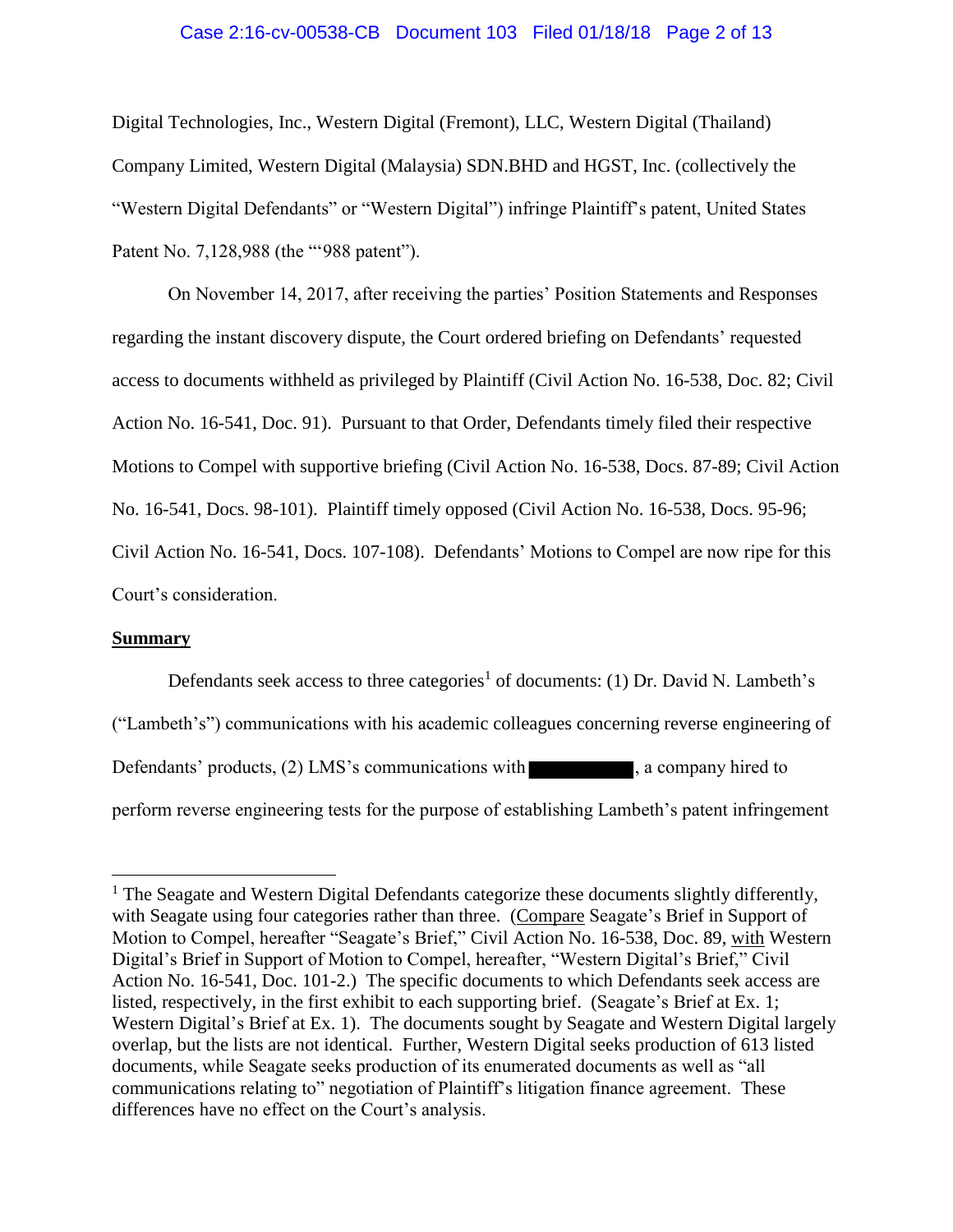Digital Technologies, Inc., Western Digital (Fremont), LLC, Western Digital (Thailand) Company Limited, Western Digital (Malaysia) SDN.BHD and HGST, Inc. (collectively the "Western Digital Defendants" or "Western Digital") infringe Plaintiff's patent, United States Patent No. 7,128,988 (the "'988 patent").

On November 14, 2017, after receiving the parties' Position Statements and Responses regarding the instant discovery dispute, the Court ordered briefing on Defendants' requested access to documents withheld as privileged by Plaintiff (Civil Action No. 16-538, Doc. 82; Civil Action No. 16-541, Doc. 91). Pursuant to that Order, Defendants timely filed their respective Motions to Compel with supportive briefing (Civil Action No. 16-538, Docs. 87-89; Civil Action No. 16-541, Docs. 98-101). Plaintiff timely opposed (Civil Action No. 16-538, Docs. 95-96; Civil Action No. 16-541, Docs. 107-108). Defendants' Motions to Compel are now ripe for this Court's consideration.

**Summary**

Defendants seek access to three categories[1] of documents: (1) Dr. David N. Lambeth's ("Lambeth's") communications with his academic colleagues concerning reverse engineering of Defendants' products, (2) LMS's communications with [REDACTED], a company hired to perform reverse engineering tests for the purpose of establishing Lambeth's patent infringement

---

[1] The Seagate and Western Digital Defendants categorize these documents slightly differently, with Seagate using four categories rather than three. (Compare Seagate's Brief in Support of Motion to Compel, hereafter "Seagate's Brief," Civil Action No. 16-538, Doc. 89, with Western Digital's Brief in Support of Motion to Compel, hereafter, "Western Digital's Brief," Civil Action No. 16-541, Doc. 101-2.) The specific documents to which Defendants seek access are listed, respectively, in the first exhibit to each supporting brief. (Seagate's Brief at Ex. 1; Western Digital's Brief at Ex. 1). The documents sought by Seagate and Western Digital largely overlap, but the lists are not identical. Further, Western Digital seeks production of 613 listed documents, while Seagate seeks production of its enumerated documents as well as "all communications relating to" negotiation of Plaintiff's litigation finance agreement. These differences have no effect on the Court's analysis.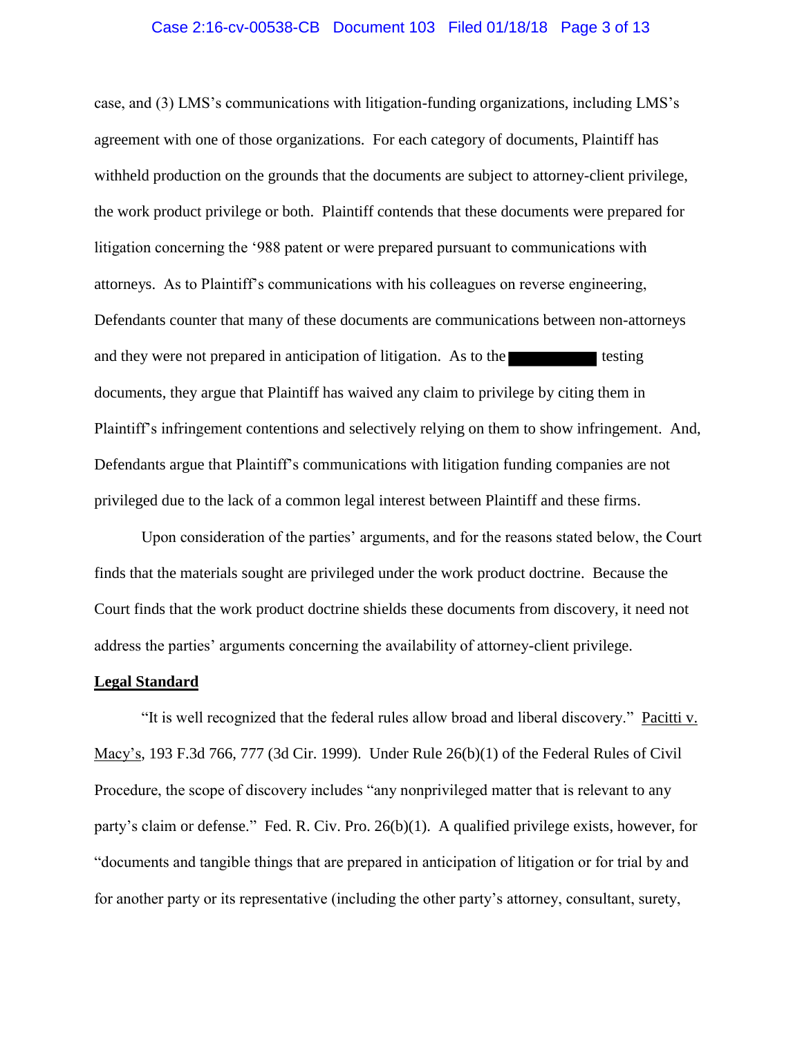case, and (3) LMS's communications with litigation-funding organizations, including LMS's agreement with one of those organizations. For each category of documents, Plaintiff has withheld production on the grounds that the documents are subject to attorney-client privilege, the work product privilege or both. Plaintiff contends that these documents were prepared for litigation concerning the '988 patent or were prepared pursuant to communications with attorneys. As to Plaintiff's communications with his colleagues on reverse engineering, Defendants counter that many of these documents are communications between non-attorneys and they were not prepared in anticipation of litigation. As to the ████████ testing documents, they argue that Plaintiff has waived any claim to privilege by citing them in Plaintiff's infringement contentions and selectively relying on them to show infringement. And, Defendants argue that Plaintiff's communications with litigation funding companies are not privileged due to the lack of a common legal interest between Plaintiff and these firms.

Upon consideration of the parties' arguments, and for the reasons stated below, the Court finds that the materials sought are privileged under the work product doctrine. Because the Court finds that the work product doctrine shields these documents from discovery, it need not address the parties' arguments concerning the availability of attorney-client privilege.

**Legal Standard**

"It is well recognized that the federal rules allow broad and liberal discovery." Pacitti v. Macy's, 193 F.3d 766, 777 (3d Cir. 1999). Under Rule 26(b)(1) of the Federal Rules of Civil Procedure, the scope of discovery includes "any nonprivileged matter that is relevant to any party's claim or defense." Fed. R. Civ. Pro. 26(b)(1). A qualified privilege exists, however, for "documents and tangible things that are prepared in anticipation of litigation or for trial by and for another party or its representative (including the other party's attorney, consultant, surety,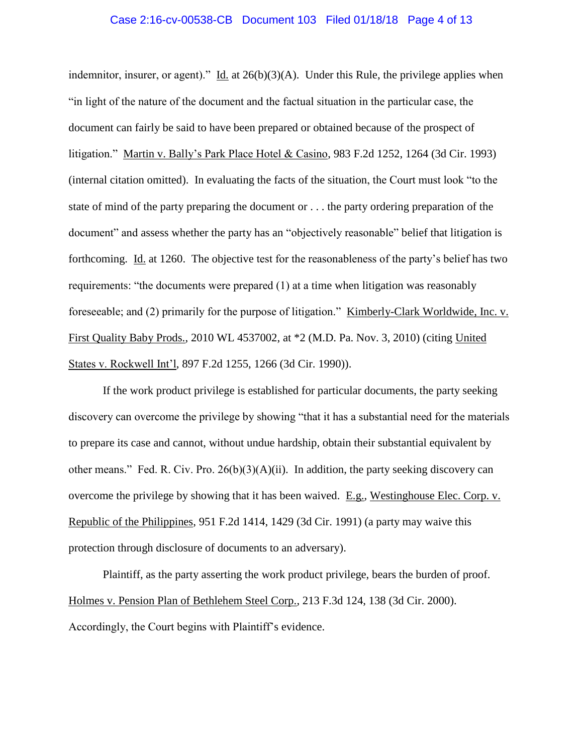indemnitor, insurer, or agent)." Id. at 26(b)(3)(A). Under this Rule, the privilege applies when "in light of the nature of the document and the factual situation in the particular case, the document can fairly be said to have been prepared or obtained because of the prospect of litigation." Martin v. Bally's Park Place Hotel & Casino, 983 F.2d 1252, 1264 (3d Cir. 1993) (internal citation omitted). In evaluating the facts of the situation, the Court must look "to the state of mind of the party preparing the document or . . . the party ordering preparation of the document" and assess whether the party has an "objectively reasonable" belief that litigation is forthcoming. Id. at 1260. The objective test for the reasonableness of the party's belief has two requirements: "the documents were prepared (1) at a time when litigation was reasonably foreseeable; and (2) primarily for the purpose of litigation." Kimberly-Clark Worldwide, Inc. v. First Quality Baby Prods., 2010 WL 4537002, at *2 (M.D. Pa. Nov. 3, 2010) (citing United States v. Rockwell Int'l, 897 F.2d 1255, 1266 (3d Cir. 1990)).

If the work product privilege is established for particular documents, the party seeking discovery can overcome the privilege by showing "that it has a substantial need for the materials to prepare its case and cannot, without undue hardship, obtain their substantial equivalent by other means." Fed. R. Civ. Pro. 26(b)(3)(A)(ii). In addition, the party seeking discovery can overcome the privilege by showing that it has been waived. E.g., Westinghouse Elec. Corp. v. Republic of the Philippines, 951 F.2d 1414, 1429 (3d Cir. 1991) (a party may waive this protection through disclosure of documents to an adversary).

Plaintiff, as the party asserting the work product privilege, bears the burden of proof. Holmes v. Pension Plan of Bethlehem Steel Corp., 213 F.3d 124, 138 (3d Cir. 2000). Accordingly, the Court begins with Plaintiff's evidence.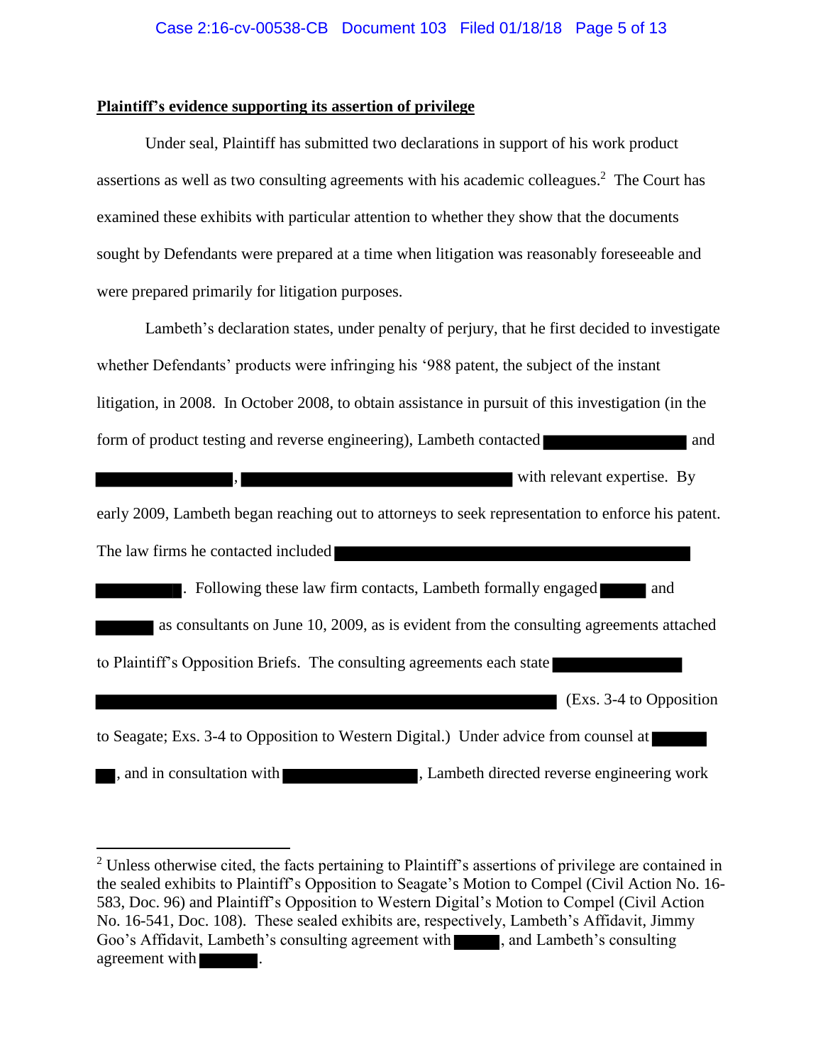**<u>Plaintiff's evidence supporting its assertion of privilege</u>**

Under seal, Plaintiff has submitted two declarations in support of his work product assertions as well as two consulting agreements with his academic colleagues.[2] The Court has examined these exhibits with particular attention to whether they show that the documents sought by Defendants were prepared at a time when litigation was reasonably foreseeable and were prepared primarily for litigation purposes.

Lambeth's declaration states, under penalty of perjury, that he first decided to investigate whether Defendants' products were infringing his '988 patent, the subject of the instant litigation, in 2008. In October 2008, to obtain assistance in pursuit of this investigation (in the form of product testing and reverse engineering), Lambeth contacted ██████████ and ██████████, ██████████████████ with relevant expertise. By early 2009, Lambeth began reaching out to attorneys to seek representation to enforce his patent. The law firms he contacted included ██████████████████████████ ██████. Following these law firm contacts, Lambeth formally engaged ████ and ████ as consultants on June 10, 2009, as is evident from the consulting agreements attached to Plaintiff's Opposition Briefs. The consulting agreements each state ████████ ██████████████████████████████████ (Exs. 3-4 to Opposition to Seagate; Exs. 3-4 to Opposition to Western Digital.) Under advice from counsel at ████ ██, and in consultation with ██████████, Lambeth directed reverse engineering work

---

[2] Unless otherwise cited, the facts pertaining to Plaintiff's assertions of privilege are contained in the sealed exhibits to Plaintiff's Opposition to Seagate's Motion to Compel (Civil Action No. 16-583, Doc. 96) and Plaintiff's Opposition to Western Digital's Motion to Compel (Civil Action No. 16-541, Doc. 108). These sealed exhibits are, respectively, Lambeth's Affidavit, Jimmy Goo's Affidavit, Lambeth's consulting agreement with ████, and Lambeth's consulting agreement with ████.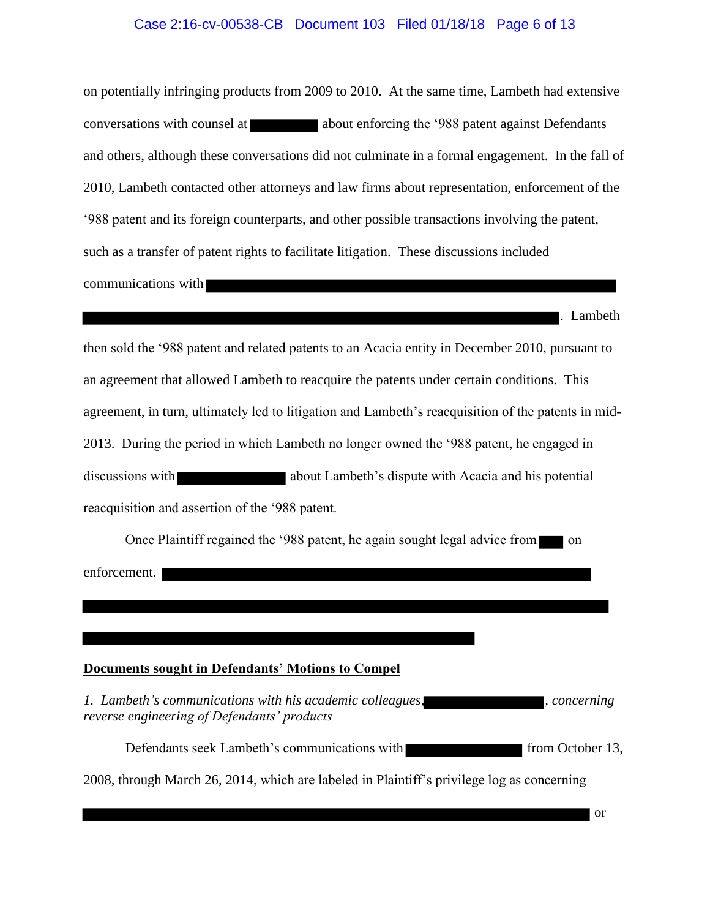on potentially infringing products from 2009 to 2010. At the same time, Lambeth had extensive conversations with counsel at [REDACTED] about enforcing the '988 patent against Defendants and others, although these conversations did not culminate in a formal engagement. In the fall of 2010, Lambeth contacted other attorneys and law firms about representation, enforcement of the '988 patent and its foreign counterparts, and other possible transactions involving the patent, such as a transfer of patent rights to facilitate litigation. These discussions included communications with [REDACTED]. Lambeth then sold the '988 patent and related patents to an Acacia entity in December 2010, pursuant to an agreement that allowed Lambeth to reacquire the patents under certain conditions. This agreement, in turn, ultimately led to litigation and Lambeth's reacquisition of the patents in mid-2013. During the period in which Lambeth no longer owned the '988 patent, he engaged in discussions with [REDACTED] about Lambeth's dispute with Acacia and his potential reacquisition and assertion of the '988 patent.

Once Plaintiff regained the '988 patent, he again sought legal advice from [REDACTED] on enforcement. [REDACTED]

**Documents sought in Defendants' Motions to Compel**

*1. Lambeth's communications with his academic colleagues,* [REDACTED]*, concerning reverse engineering of Defendants' products*

Defendants seek Lambeth's communications with [REDACTED] from October 13, 2008, through March 26, 2014, which are labeled in Plaintiff's privilege log as concerning [REDACTED] or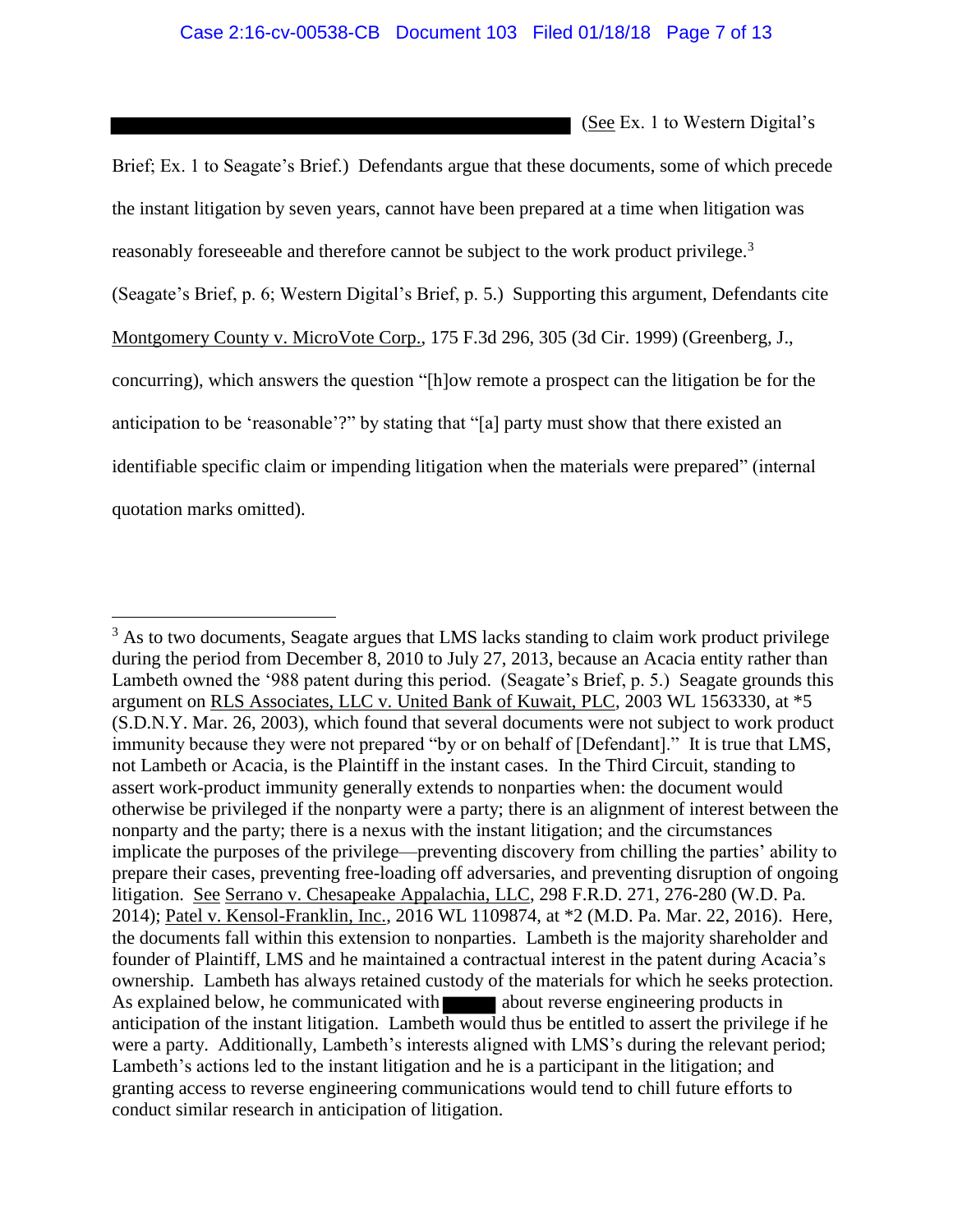█████████████████████████████ (See Ex. 1 to Western Digital's Brief; Ex. 1 to Seagate's Brief.) Defendants argue that these documents, some of which precede the instant litigation by seven years, cannot have been prepared at a time when litigation was reasonably foreseeable and therefore cannot be subject to the work product privilege.[3] (Seagate's Brief, p. 6; Western Digital's Brief, p. 5.) Supporting this argument, Defendants cite Montgomery County v. MicroVote Corp., 175 F.3d 296, 305 (3d Cir. 1999) (Greenberg, J., concurring), which answers the question "[h]ow remote a prospect can the litigation be for the anticipation to be 'reasonable'?" by stating that "[a] party must show that there existed an identifiable specific claim or impending litigation when the materials were prepared" (internal quotation marks omitted).

---

[3] As to two documents, Seagate argues that LMS lacks standing to claim work product privilege during the period from December 8, 2010 to July 27, 2013, because an Acacia entity rather than Lambeth owned the '988 patent during this period. (Seagate's Brief, p. 5.) Seagate grounds this argument on RLS Associates, LLC v. United Bank of Kuwait, PLC, 2003 WL 1563330, at *5 (S.D.N.Y. Mar. 26, 2003), which found that several documents were not subject to work product immunity because they were not prepared "by or on behalf of [Defendant]." It is true that LMS, not Lambeth or Acacia, is the Plaintiff in the instant cases. In the Third Circuit, standing to assert work-product immunity generally extends to nonparties when: the document would otherwise be privileged if the nonparty were a party; there is an alignment of interest between the nonparty and the party; there is a nexus with the instant litigation; and the circumstances implicate the purposes of the privilege—preventing discovery from chilling the parties' ability to prepare their cases, preventing free-loading off adversaries, and preventing disruption of ongoing litigation. See Serrano v. Chesapeake Appalachia, LLC, 298 F.R.D. 271, 276-280 (W.D. Pa. 2014); Patel v. Kensol-Franklin, Inc., 2016 WL 1109874, at *2 (M.D. Pa. Mar. 22, 2016). Here, the documents fall within this extension to nonparties. Lambeth is the majority shareholder and founder of Plaintiff, LMS and he maintained a contractual interest in the patent during Acacia's ownership. Lambeth has always retained custody of the materials for which he seeks protection. As explained below, he communicated with █████ about reverse engineering products in anticipation of the instant litigation. Lambeth would thus be entitled to assert the privilege if he were a party. Additionally, Lambeth's interests aligned with LMS's during the relevant period; Lambeth's actions led to the instant litigation and he is a participant in the litigation; and granting access to reverse engineering communications would tend to chill future efforts to conduct similar research in anticipation of litigation.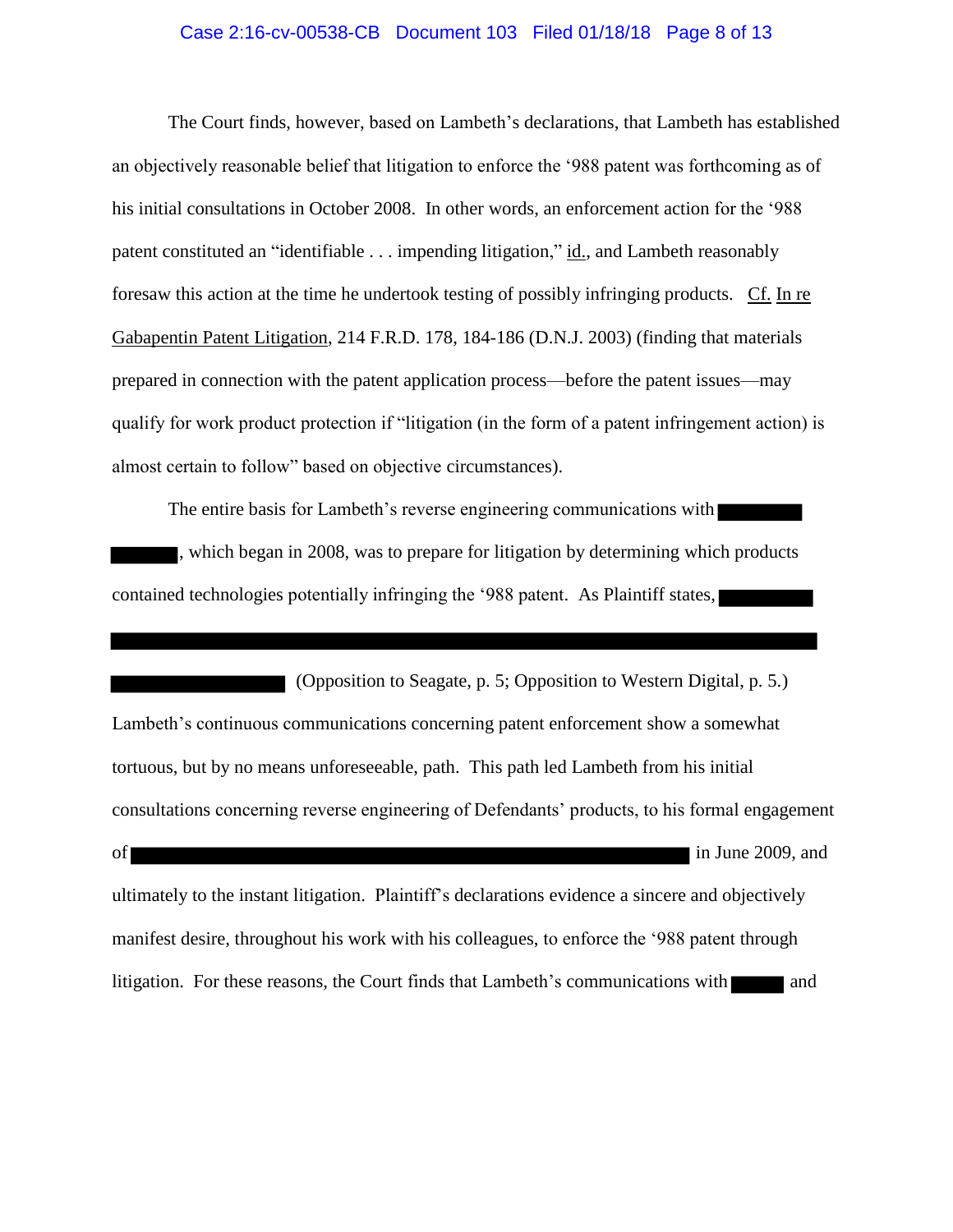The Court finds, however, based on Lambeth's declarations, that Lambeth has established an objectively reasonable belief that litigation to enforce the '988 patent was forthcoming as of his initial consultations in October 2008. In other words, an enforcement action for the '988 patent constituted an "identifiable . . . impending litigation," id., and Lambeth reasonably foresaw this action at the time he undertook testing of possibly infringing products. Cf. In re Gabapentin Patent Litigation, 214 F.R.D. 178, 184-186 (D.N.J. 2003) (finding that materials prepared in connection with the patent application process—before the patent issues—may qualify for work product protection if "litigation (in the form of a patent infringement action) is almost certain to follow" based on objective circumstances).

The entire basis for Lambeth's reverse engineering communications with ████████ ██████, which began in 2008, was to prepare for litigation by determining which products contained technologies potentially infringing the '988 patent. As Plaintiff states, ████████ ████████████████████████████████████████████████████████ ██████████████ (Opposition to Seagate, p. 5; Opposition to Western Digital, p. 5.) Lambeth's continuous communications concerning patent enforcement show a somewhat tortuous, but by no means unforeseeable, path. This path led Lambeth from his initial consultations concerning reverse engineering of Defendants' products, to his formal engagement of ████████████████████████████████████████████ in June 2009, and ultimately to the instant litigation. Plaintiff's declarations evidence a sincere and objectively manifest desire, throughout his work with his colleagues, to enforce the '988 patent through litigation. For these reasons, the Court finds that Lambeth's communications with ████ and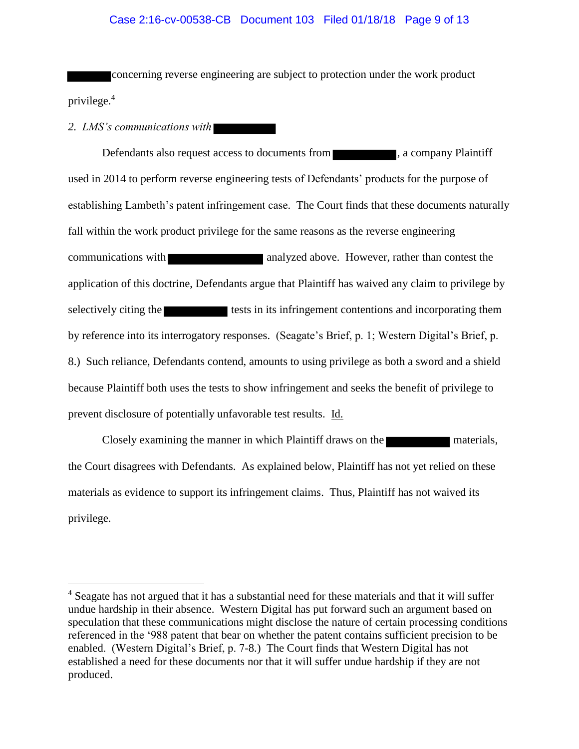████ concerning reverse engineering are subject to protection under the work product privilege.[4]

*2. LMS's communications with* ████

Defendants also request access to documents from ████, a company Plaintiff used in 2014 to perform reverse engineering tests of Defendants' products for the purpose of establishing Lambeth's patent infringement case. The Court finds that these documents naturally fall within the work product privilege for the same reasons as the reverse engineering communications with ████ analyzed above. However, rather than contest the application of this doctrine, Defendants argue that Plaintiff has waived any claim to privilege by selectively citing the ████ tests in its infringement contentions and incorporating them by reference into its interrogatory responses. (Seagate's Brief, p. 1; Western Digital's Brief, p. 8.) Such reliance, Defendants contend, amounts to using privilege as both a sword and a shield because Plaintiff both uses the tests to show infringement and seeks the benefit of privilege to prevent disclosure of potentially unfavorable test results. Id.

Closely examining the manner in which Plaintiff draws on the ████ materials, the Court disagrees with Defendants. As explained below, Plaintiff has not yet relied on these materials as evidence to support its infringement claims. Thus, Plaintiff has not waived its privilege.

---

[4] Seagate has not argued that it has a substantial need for these materials and that it will suffer undue hardship in their absence. Western Digital has put forward such an argument based on speculation that these communications might disclose the nature of certain processing conditions referenced in the '988 patent that bear on whether the patent contains sufficient precision to be enabled. (Western Digital's Brief, p. 7-8.) The Court finds that Western Digital has not established a need for these documents nor that it will suffer undue hardship if they are not produced.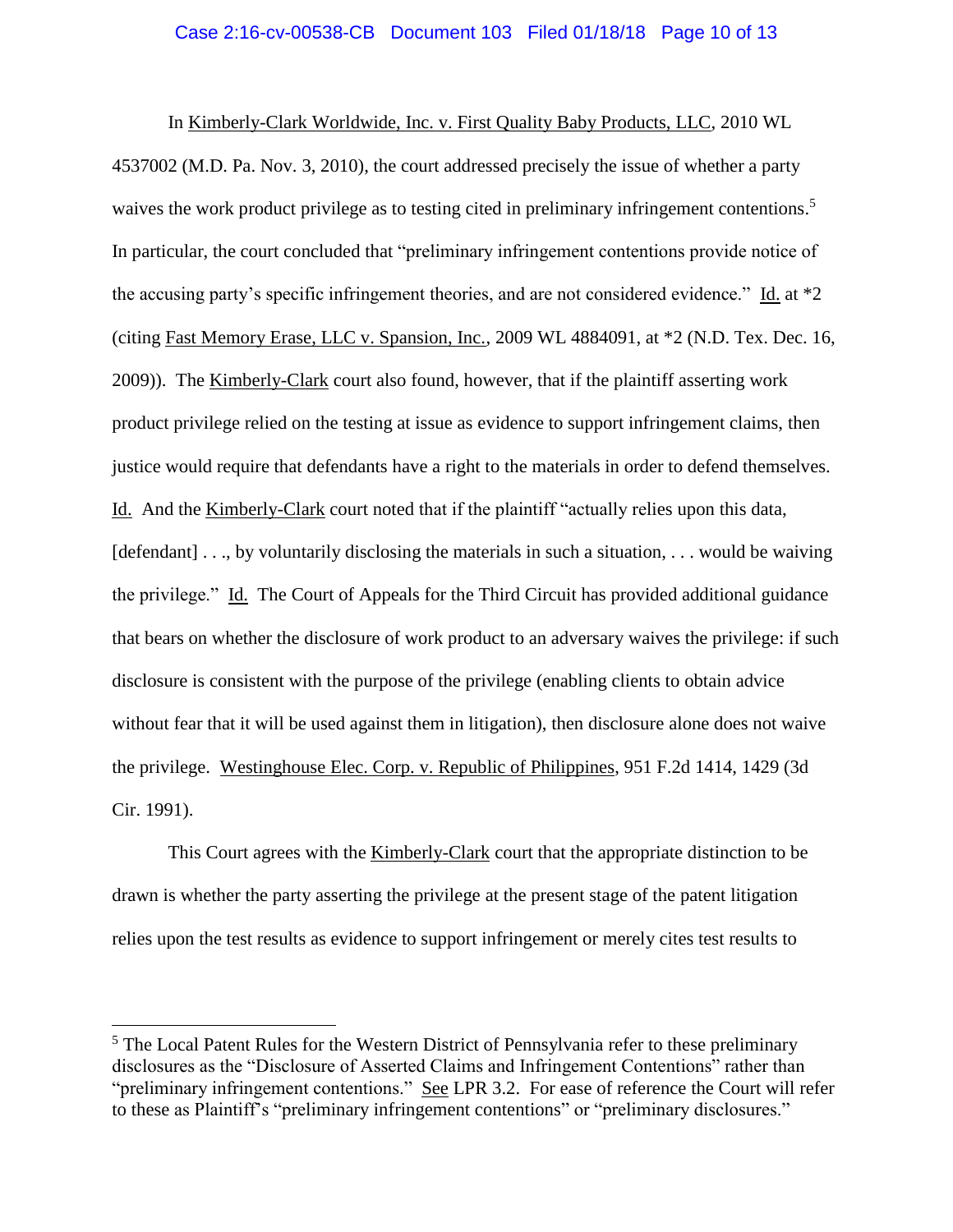In Kimberly-Clark Worldwide, Inc. v. First Quality Baby Products, LLC, 2010 WL 4537002 (M.D. Pa. Nov. 3, 2010), the court addressed precisely the issue of whether a party waives the work product privilege as to testing cited in preliminary infringement contentions.[5] In particular, the court concluded that "preliminary infringement contentions provide notice of the accusing party's specific infringement theories, and are not considered evidence." Id. at *2 (citing Fast Memory Erase, LLC v. Spansion, Inc., 2009 WL 4884091, at *2 (N.D. Tex. Dec. 16, 2009)). The Kimberly-Clark court also found, however, that if the plaintiff asserting work product privilege relied on the testing at issue as evidence to support infringement claims, then justice would require that defendants have a right to the materials in order to defend themselves. Id. And the Kimberly-Clark court noted that if the plaintiff "actually relies upon this data, [defendant] . . ., by voluntarily disclosing the materials in such a situation, . . . would be waiving the privilege." Id. The Court of Appeals for the Third Circuit has provided additional guidance that bears on whether the disclosure of work product to an adversary waives the privilege: if such disclosure is consistent with the purpose of the privilege (enabling clients to obtain advice without fear that it will be used against them in litigation), then disclosure alone does not waive the privilege. Westinghouse Elec. Corp. v. Republic of Philippines, 951 F.2d 1414, 1429 (3d Cir. 1991).

This Court agrees with the Kimberly-Clark court that the appropriate distinction to be drawn is whether the party asserting the privilege at the present stage of the patent litigation relies upon the test results as evidence to support infringement or merely cites test results to

---

[5] The Local Patent Rules for the Western District of Pennsylvania refer to these preliminary disclosures as the "Disclosure of Asserted Claims and Infringement Contentions" rather than "preliminary infringement contentions." See LPR 3.2. For ease of reference the Court will refer to these as Plaintiff's "preliminary infringement contentions" or "preliminary disclosures."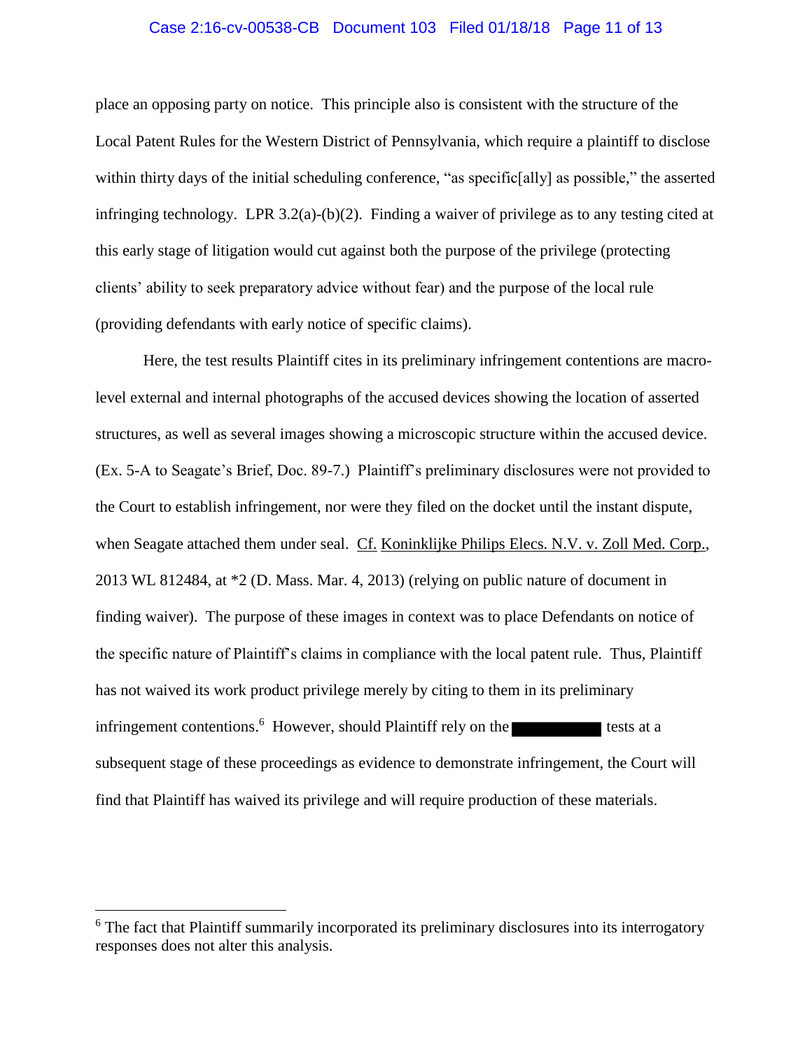place an opposing party on notice. This principle also is consistent with the structure of the Local Patent Rules for the Western District of Pennsylvania, which require a plaintiff to disclose within thirty days of the initial scheduling conference, "as specific[ally] as possible," the asserted infringing technology. LPR 3.2(a)-(b)(2). Finding a waiver of privilege as to any testing cited at this early stage of litigation would cut against both the purpose of the privilege (protecting clients' ability to seek preparatory advice without fear) and the purpose of the local rule (providing defendants with early notice of specific claims).

Here, the test results Plaintiff cites in its preliminary infringement contentions are macro-level external and internal photographs of the accused devices showing the location of asserted structures, as well as several images showing a microscopic structure within the accused device. (Ex. 5-A to Seagate's Brief, Doc. 89-7.) Plaintiff's preliminary disclosures were not provided to the Court to establish infringement, nor were they filed on the docket until the instant dispute, when Seagate attached them under seal. Cf. Koninklijke Philips Elecs. N.V. v. Zoll Med. Corp., 2013 WL 812484, at *2 (D. Mass. Mar. 4, 2013) (relying on public nature of document in finding waiver). The purpose of these images in context was to place Defendants on notice of the specific nature of Plaintiff's claims in compliance with the local patent rule. Thus, Plaintiff has not waived its work product privilege merely by citing to them in its preliminary infringement contentions.[6] However, should Plaintiff rely on the [REDACTED] tests at a subsequent stage of these proceedings as evidence to demonstrate infringement, the Court will find that Plaintiff has waived its privilege and will require production of these materials.

---

[6] The fact that Plaintiff summarily incorporated its preliminary disclosures into its interrogatory responses does not alter this analysis.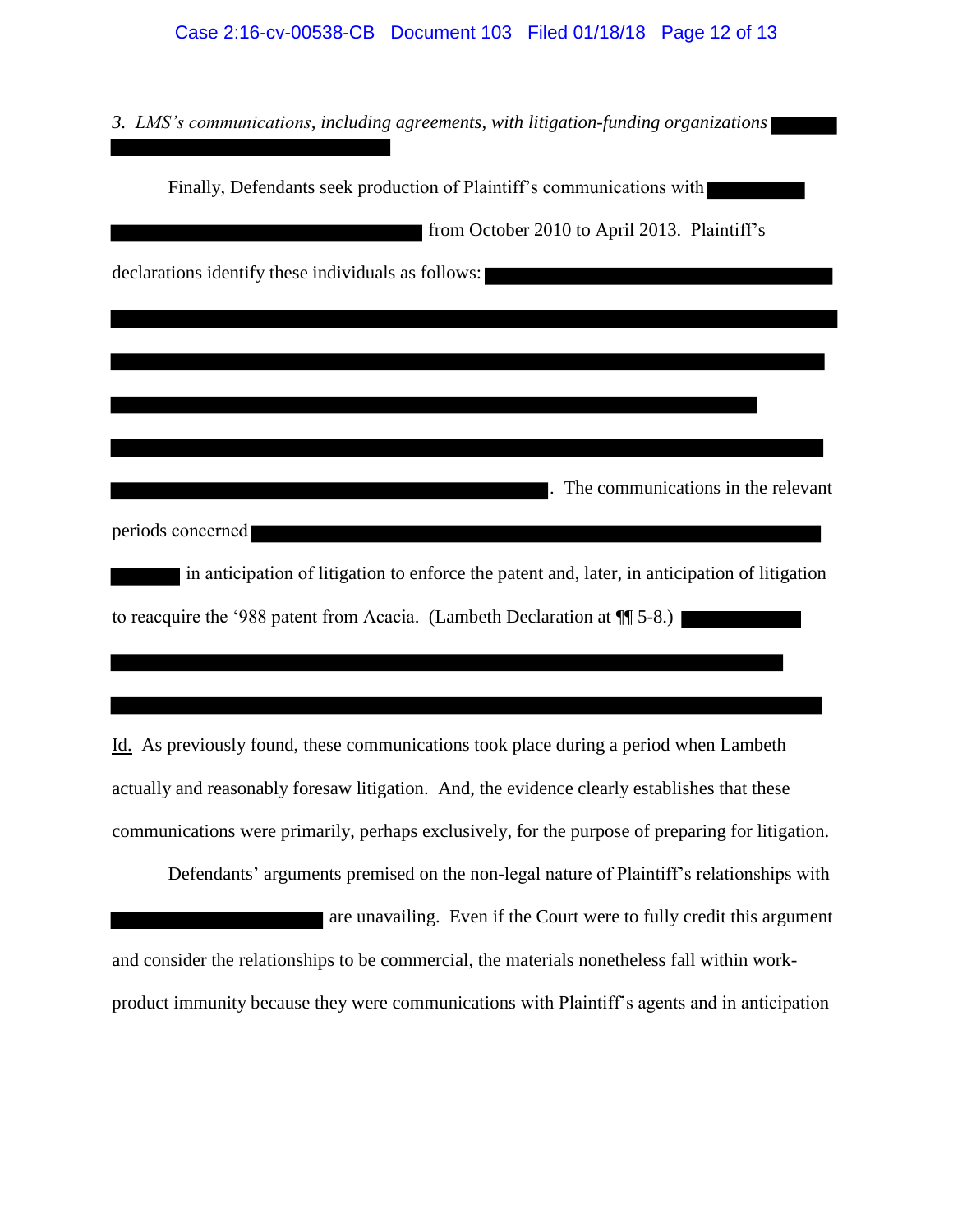*3. LMS's communications, including agreements, with litigation-funding organizations*

Finally, Defendants seek production of Plaintiff's communications with from October 2010 to April 2013. Plaintiff's declarations identify these individuals as follows: . The communications in the relevant periods concerned in anticipation of litigation to enforce the patent and, later, in anticipation of litigation to reacquire the '988 patent from Acacia. (Lambeth Declaration at ¶¶ 5-8.) Id. As previously found, these communications took place during a period when Lambeth actually and reasonably foresaw litigation. And, the evidence clearly establishes that these communications were primarily, perhaps exclusively, for the purpose of preparing for litigation.

Defendants' arguments premised on the non-legal nature of Plaintiff's relationships with are unavailing. Even if the Court were to fully credit this argument and consider the relationships to be commercial, the materials nonetheless fall within work-product immunity because they were communications with Plaintiff's agents and in anticipation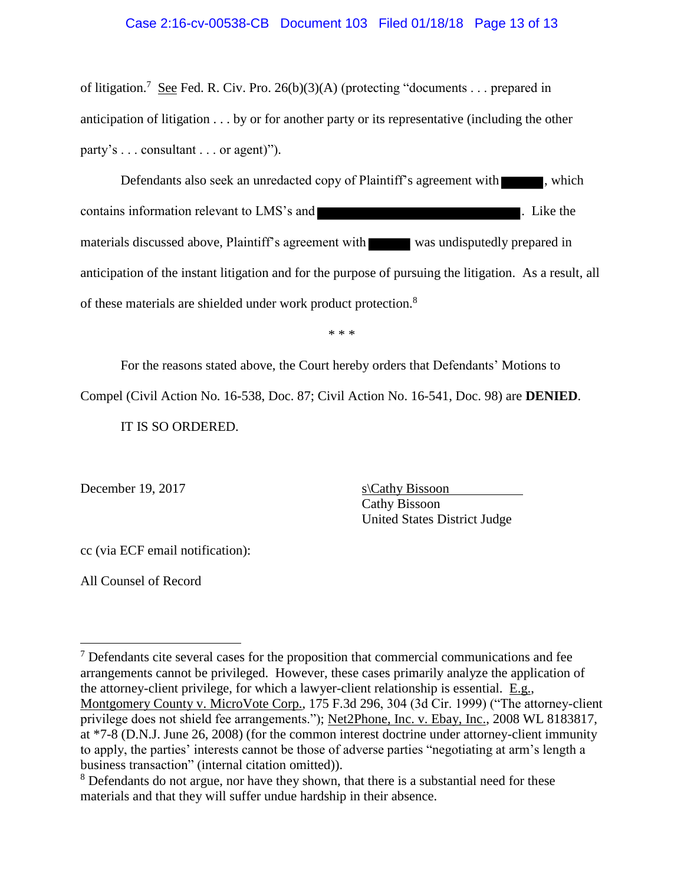of litigation.[7] See Fed. R. Civ. Pro. 26(b)(3)(A) (protecting "documents . . . prepared in anticipation of litigation . . . by or for another party or its representative (including the other party's . . . consultant . . . or agent)").

Defendants also seek an unredacted copy of Plaintiff's agreement with ██████, which contains information relevant to LMS's and ██████████████████████████. Like the materials discussed above, Plaintiff's agreement with ██████ was undisputedly prepared in anticipation of the instant litigation and for the purpose of pursuing the litigation. As a result, all of these materials are shielded under work product protection.[8]

\* \* \*

For the reasons stated above, the Court hereby orders that Defendants' Motions to Compel (Civil Action No. 16-538, Doc. 87; Civil Action No. 16-541, Doc. 98) are **DENIED**.

IT IS SO ORDERED.

December 19, 2017

s\Cathy Bissoon
Cathy Bissoon
United States District Judge

cc (via ECF email notification):

All Counsel of Record

---

[7] Defendants cite several cases for the proposition that commercial communications and fee arrangements cannot be privileged. However, these cases primarily analyze the application of the attorney-client privilege, for which a lawyer-client relationship is essential. E.g., Montgomery County v. MicroVote Corp., 175 F.3d 296, 304 (3d Cir. 1999) ("The attorney-client privilege does not shield fee arrangements."); Net2Phone, Inc. v. Ebay, Inc., 2008 WL 8183817, at *7-8 (D.N.J. June 26, 2008) (for the common interest doctrine under attorney-client immunity to apply, the parties' interests cannot be those of adverse parties "negotiating at arm's length a business transaction" (internal citation omitted)).

[8] Defendants do not argue, nor have they shown, that there is a substantial need for these materials and that they will suffer undue hardship in their absence.